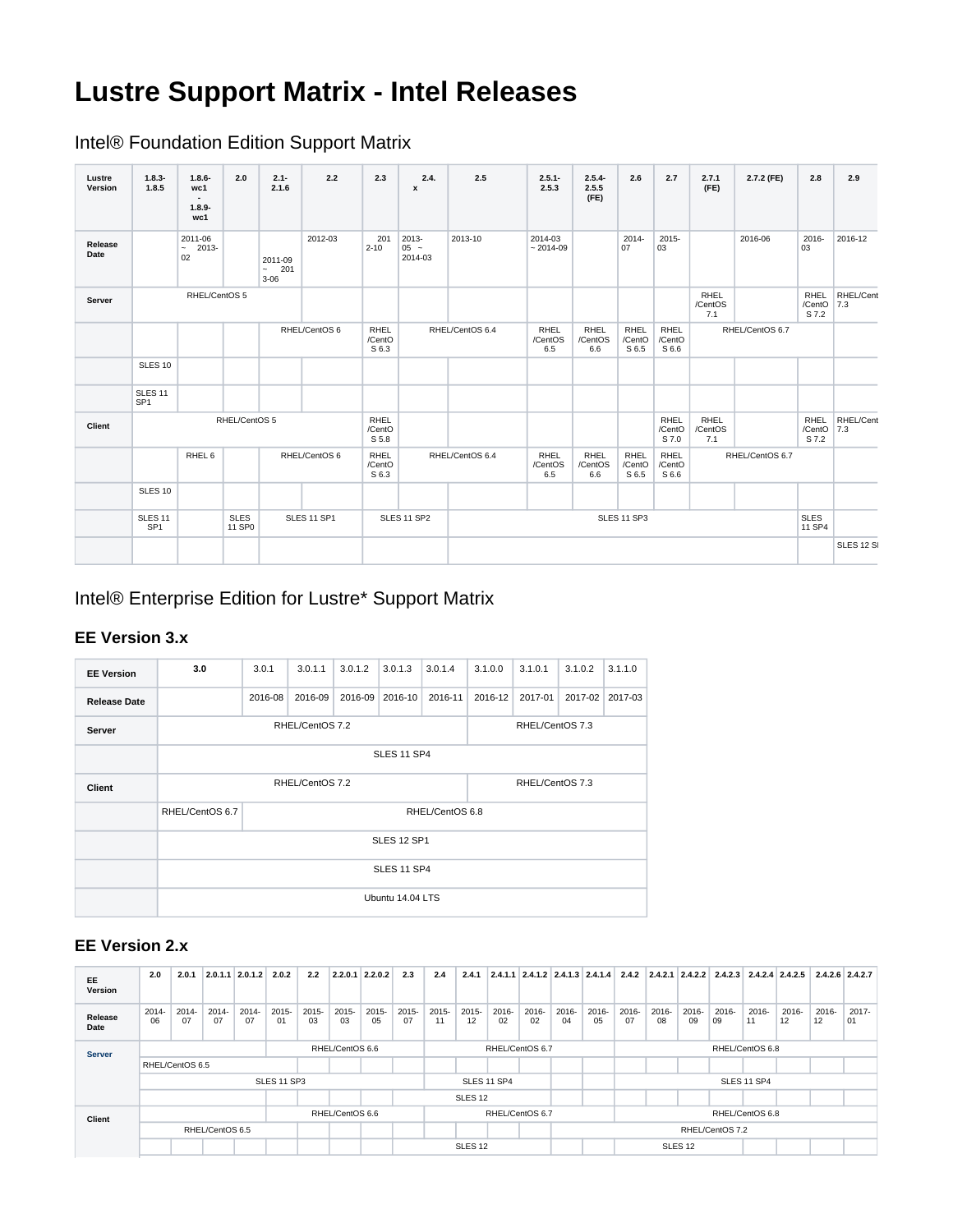# Lustre Support Matrix - Intel Releases

## Intel® Foundation Edition Support Matrix

| Lustre Version | 1.8.3-1.8.5 | 1.8.6-wc1 - 1.8.9-wc1 | 2.0 | 2.1-2.1.6 | 2.2 | 2.3 | 2.4.x | 2.5 | 2.5.1-2.5.3 | 2.5.4-2.5.5 (FE) | 2.6 | 2.7 | 2.7.1 (FE) | 2.7.2 (FE) | 2.8 | 2.9 |
|---|---|---|---|---|---|---|---|---|---|---|---|---|---|---|---|---|
| Release Date | | 2011-06 ~ 2013-02 | | 2011-09 ~ 2013-06 | 2012-03 | 2012-10 | 2013-05 ~ 2014-03 | 2013-10 | 2014-03 ~ 2014-09 | | 2014-07 | 2015-03 | | 2016-06 | 2016-03 | 2016-12 |
| Server | RHEL/CentOS 5 | | | | | | | | | | | | RHEL/CentOS 7.1 | | RHEL/CentOS 7.2 | RHEL/CentOS 7.3 |
| | | | | RHEL/CentOS 6 | | RHEL/CentOS 6.3 | RHEL/CentOS 6.4 | | RHEL/CentOS 6.5 | RHEL/CentOS 6.6 | RHEL/CentOS 6.5 | RHEL/CentOS 6.6 | RHEL/CentOS 6.7 | | | |
| | SLES 10 | | | | | | | | | | | | | | | |
| | SLES 11 SP1 | | | | | | | | | | | | | | | |
| Client | RHEL/CentOS 5 | | | | | RHEL/CentOS 5.8 | | | | | | RHEL/CentOS 7.0 | RHEL/CentOS 7.1 | | RHEL/CentOS 7.2 | RHEL/CentOS 7.3 |
| | | RHEL 6 | | RHEL/CentOS 6 | | RHEL/CentOS 6.3 | RHEL/CentOS 6.4 | | RHEL/CentOS 6.5 | RHEL/CentOS 6.6 | RHEL/CentOS 6.5 | RHEL/CentOS 6.6 | RHEL/CentOS 6.7 | | | |
| | SLES 10 | | | | | | | | | | | | | | | |
| | SLES 11 SP1 | | SLES 11 SP0 | SLES 11 SP1 | | SLES 11 SP2 | | SLES 11 SP3 | | | | | | | SLES 11 SP4 | |
| | | | | | | | | | | | | | | | | SLES 12 S |

## Intel® Enterprise Edition for Lustre* Support Matrix

### EE Version 3.x

| EE Version | 3.0 | 3.0.1 | 3.0.1.1 | 3.0.1.2 | 3.0.1.3 | 3.0.1.4 | 3.1.0.0 | 3.1.0.1 | 3.1.0.2 | 3.1.1.0 |
|---|---|---|---|---|---|---|---|---|---|---|
| Release Date | | 2016-08 | 2016-09 | 2016-09 | 2016-10 | 2016-11 | 2016-12 | 2017-01 | 2017-02 | 2017-03 |
| Server | RHEL/CentOS 7.2 | | | | | | RHEL/CentOS 7.3 | | | |
| | SLES 11 SP4 | | | | | | | | | |
| Client | RHEL/CentOS 7.2 | | | | | | RHEL/CentOS 7.3 | | | |
| | RHEL/CentOS 6.7 | RHEL/CentOS 6.8 | | | | | | | | |
| | SLES 12 SP1 | | | | | | | | | |
| | SLES 11 SP4 | | | | | | | | | |
| | Ubuntu 14.04 LTS | | | | | | | | | |

### EE Version 2.x

| EE Version | 2.0 | 2.0.1 | 2.0.1.1 | 2.0.1.2 | 2.0.2 | 2.2 | 2.2.0.1 | 2.2.0.2 | 2.3 | 2.4 | 2.4.1 | 2.4.1.1 | 2.4.1.2 | 2.4.1.3 | 2.4.1.4 | 2.4.2 | 2.4.2.1 | 2.4.2.2 | 2.4.2.3 | 2.4.2.4 | 2.4.2.5 | 2.4.2.6 | 2.4.2.7 |
|---|---|---|---|---|---|---|---|---|---|---|---|---|---|---|---|---|---|---|---|---|---|---|---|
| Release Date | 2014-06 | 2014-07 | 2014-07 | 2014-07 | 2015-01 | 2015-03 | 2015-03 | 2015-05 | 2015-07 | 2015-11 | 2015-12 | 2016-02 | 2016-02 | 2016-04 | 2016-05 | 2016-07 | 2016-08 | 2016-09 | 2016-09 | 2016-11 | 2016-12 | 2016-12 | 2017-01 |
| Server | | | | | RHEL/CentOS 6.6 | | | | | RHEL/CentOS 6.7 | | | | | | RHEL/CentOS 6.8 | | | | | | | |
| | RHEL/CentOS 6.5 | | | | | | | | | | | | | | | | | | | | | | |
| | SLES 11 SP3 | | | | | | | | | SLES 11 SP4 | | | | | | SLES 11 SP4 | | | | | | | |
| | | | | | | | | | SLES 12 | | | | | | | | | | | | | | |
| Client | | | | | RHEL/CentOS 6.6 | | | | | RHEL/CentOS 6.7 | | | | | | RHEL/CentOS 6.8 | | | | | | | |
| | RHEL/CentOS 6.5 | | | | | | | | | | | | | | | RHEL/CentOS 7.2 | | | | | | | |
| | | | | | | | | | SLES 12 | | | | | | | SLES 12 | | | | | | | |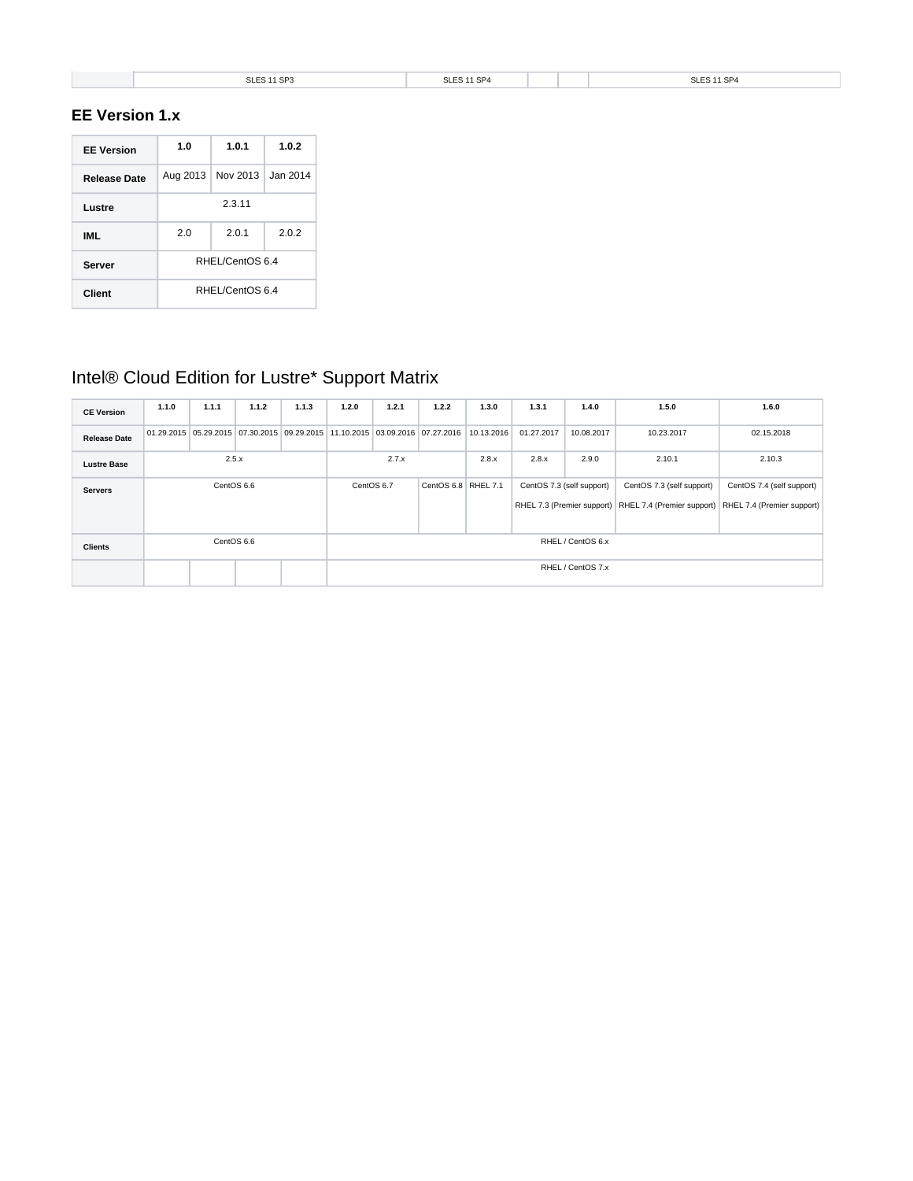| | | | | | |
|---|---|---|---|---|---|
| | SLES 11 SP3 | SLES 11 SP4 | | | SLES 11 SP4 |

### EE Version 1.x

| EE Version | 1.0 | 1.0.1 | 1.0.2 |
|---|---|---|---|
| Release Date | Aug 2013 | Nov 2013 | Jan 2014 |
| Lustre | 2.3.11 | | |
| IML | 2.0 | 2.0.1 | 2.0.2 |
| Server | RHEL/CentOS 6.4 | | |
| Client | RHEL/CentOS 6.4 | | |

## Intel® Cloud Edition for Lustre* Support Matrix

| CE Version | 1.1.0 | 1.1.1 | 1.1.2 | 1.1.3 | 1.2.0 | 1.2.1 | 1.2.2 | 1.3.0 | 1.3.1 | 1.4.0 | 1.5.0 | 1.6.0 |
|---|---|---|---|---|---|---|---|---|---|---|---|---|
| Release Date | 01.29.2015 | 05.29.2015 | 07.30.2015 | 09.29.2015 | 11.10.2015 | 03.09.2016 | 07.27.2016 | 10.13.2016 | 01.27.2017 | 10.08.2017 | 10.23.2017 | 02.15.2018 |
| Lustre Base | 2.5.x | | | | 2.7.x | | | 2.8.x | 2.8.x | 2.9.0 | 2.10.1 | 2.10.3 |
| Servers | CentOS 6.6 | | | | CentOS 6.7 | | CentOS 6.8 | RHEL 7.1 | CentOS 7.3 (self support) RHEL 7.3 (Premier support) | | CentOS 7.3 (self support) RHEL 7.4 (Premier support) | CentOS 7.4 (self support) RHEL 7.4 (Premier support) |
| Clients | CentOS 6.6 | | | | RHEL / CentOS 6.x | | | | | | | |
| | | | | | RHEL / CentOS 7.x | | | | | | | |